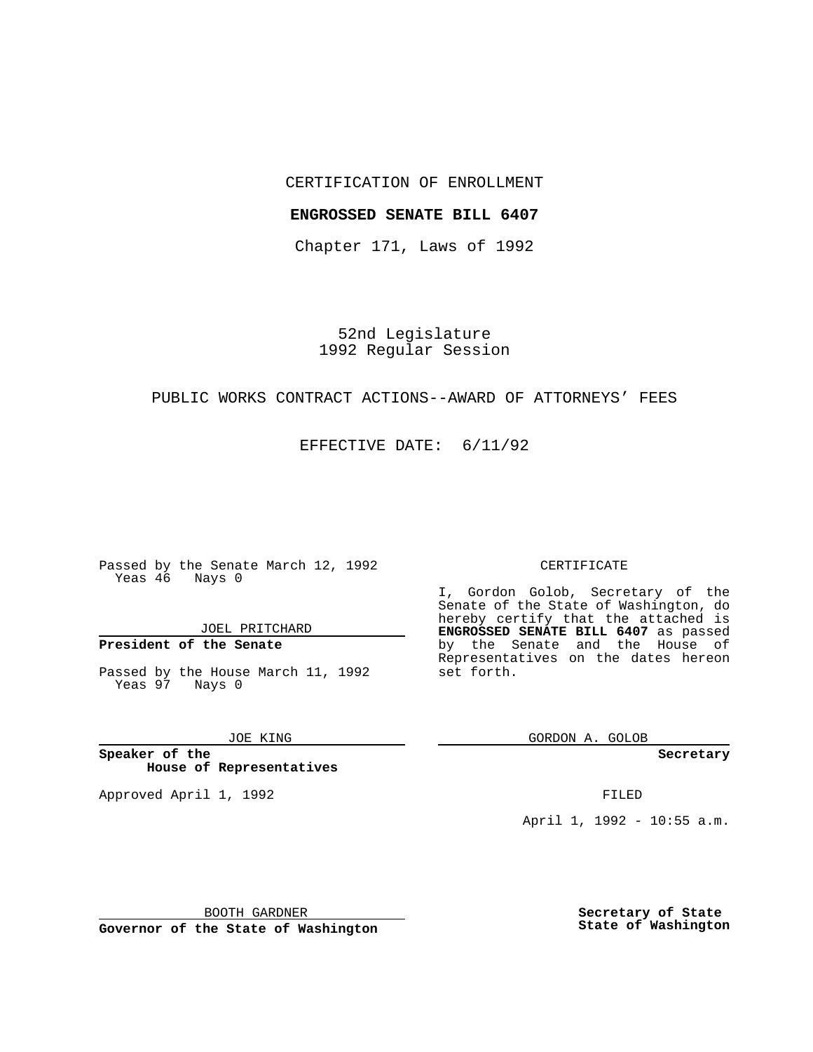CERTIFICATION OF ENROLLMENT

**ENGROSSED SENATE BILL 6407**

Chapter 171, Laws of 1992

52nd Legislature
1992 Regular Session

PUBLIC WORKS CONTRACT ACTIONS--AWARD OF ATTORNEYS' FEES

EFFECTIVE DATE: 6/11/92

Passed by the Senate March 12, 1992
Yeas 46 Nays 0

JOEL PRITCHARD

**President of the Senate**

Passed by the House March 11, 1992
Yeas 97 Nays 0

JOE KING

**Speaker of the House of Representatives**

Approved April 1, 1992

BOOTH GARDNER

**Governor of the State of Washington**

CERTIFICATE

I, Gordon Golob, Secretary of the Senate of the State of Washington, do hereby certify that the attached is **ENGROSSED SENATE BILL 6407** as passed by the Senate and the House of Representatives on the dates hereon set forth.

GORDON A. GOLOB

**Secretary**

FILED

April 1, 1992 - 10:55 a.m.

**Secretary of State**
**State of Washington**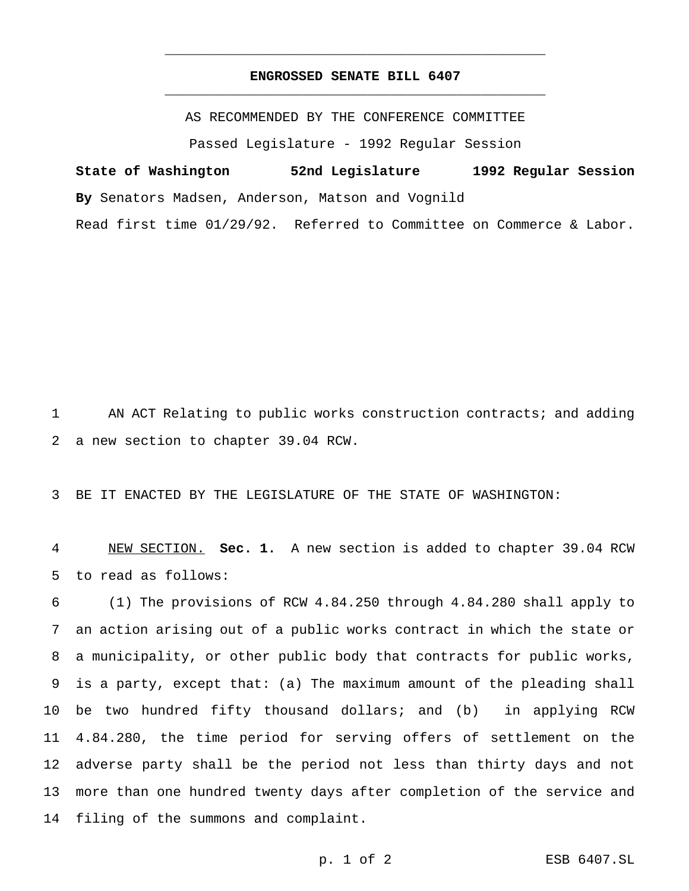# ENGROSSED SENATE BILL 6407

AS RECOMMENDED BY THE CONFERENCE COMMITTEE

Passed Legislature - 1992 Regular Session

**State of Washington 52nd Legislature 1992 Regular Session**

**By** Senators Madsen, Anderson, Matson and Vognild

Read first time 01/29/92. Referred to Committee on Commerce & Labor.

AN ACT Relating to public works construction contracts; and adding a new section to chapter 39.04 RCW.

BE IT ENACTED BY THE LEGISLATURE OF THE STATE OF WASHINGTON:

NEW SECTION. **Sec. 1.** A new section is added to chapter 39.04 RCW to read as follows:

(1) The provisions of RCW 4.84.250 through 4.84.280 shall apply to an action arising out of a public works contract in which the state or a municipality, or other public body that contracts for public works, is a party, except that: (a) The maximum amount of the pleading shall be two hundred fifty thousand dollars; and (b) in applying RCW 4.84.280, the time period for serving offers of settlement on the adverse party shall be the period not less than thirty days and not more than one hundred twenty days after completion of the service and filing of the summons and complaint.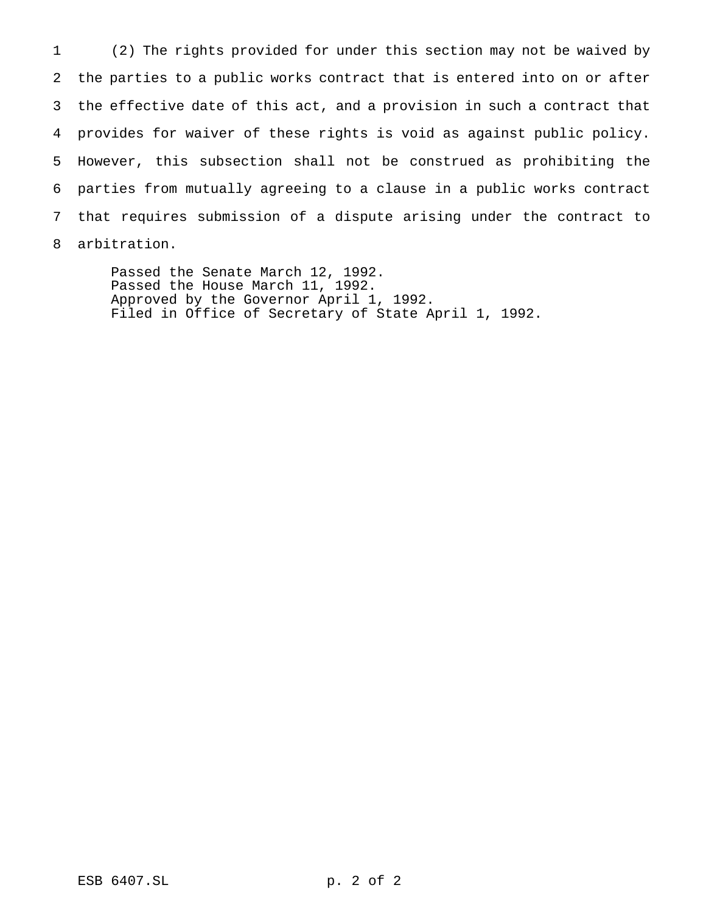(2) The rights provided for under this section may not be waived by the parties to a public works contract that is entered into on or after the effective date of this act, and a provision in such a contract that provides for waiver of these rights is void as against public policy. However, this subsection shall not be construed as prohibiting the parties from mutually agreeing to a clause in a public works contract that requires submission of a dispute arising under the contract to arbitration.

Passed the Senate March 12, 1992.
Passed the House March 11, 1992.
Approved by the Governor April 1, 1992.
Filed in Office of Secretary of State April 1, 1992.